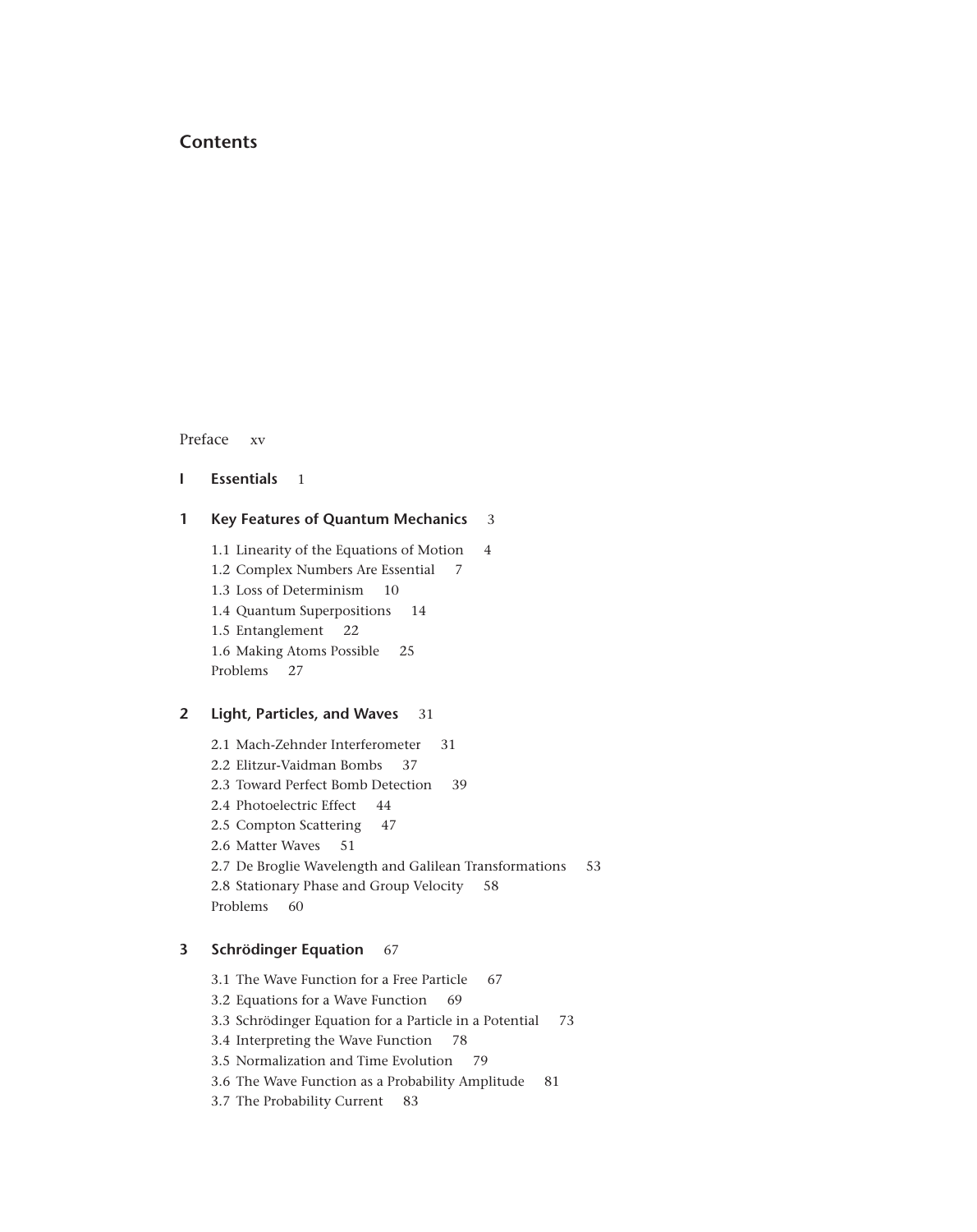# Contents

Preface xv

**I Essentials** 1

**1 Key Features of Quantum Mechanics** 3

1.1 Linearity of the Equations of Motion 4
1.2 Complex Numbers Are Essential 7
1.3 Loss of Determinism 10
1.4 Quantum Superpositions 14
1.5 Entanglement 22
1.6 Making Atoms Possible 25
Problems 27

**2 Light, Particles, and Waves** 31

2.1 Mach-Zehnder Interferometer 31
2.2 Elitzur-Vaidman Bombs 37
2.3 Toward Perfect Bomb Detection 39
2.4 Photoelectric Effect 44
2.5 Compton Scattering 47
2.6 Matter Waves 51
2.7 De Broglie Wavelength and Galilean Transformations 53
2.8 Stationary Phase and Group Velocity 58
Problems 60

**3 Schrödinger Equation** 67

3.1 The Wave Function for a Free Particle 67
3.2 Equations for a Wave Function 69
3.3 Schrödinger Equation for a Particle in a Potential 73
3.4 Interpreting the Wave Function 78
3.5 Normalization and Time Evolution 79
3.6 The Wave Function as a Probability Amplitude 81
3.7 The Probability Current 83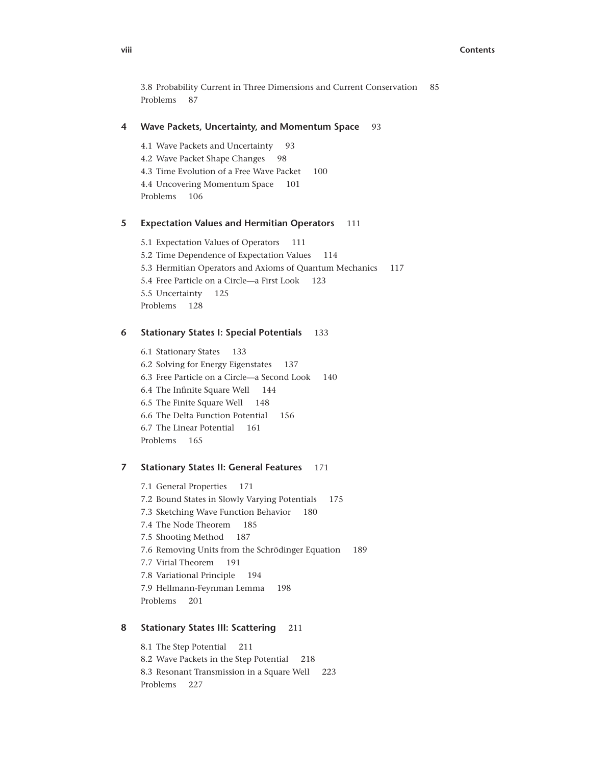3.8 Probability Current in Three Dimensions and Current Conservation 85
Problems 87

## 4 Wave Packets, Uncertainty, and Momentum Space 93

4.1 Wave Packets and Uncertainty 93
4.2 Wave Packet Shape Changes 98
4.3 Time Evolution of a Free Wave Packet 100
4.4 Uncovering Momentum Space 101
Problems 106

## 5 Expectation Values and Hermitian Operators 111

5.1 Expectation Values of Operators 111
5.2 Time Dependence of Expectation Values 114
5.3 Hermitian Operators and Axioms of Quantum Mechanics 117
5.4 Free Particle on a Circle—a First Look 123
5.5 Uncertainty 125
Problems 128

## 6 Stationary States I: Special Potentials 133

6.1 Stationary States 133
6.2 Solving for Energy Eigenstates 137
6.3 Free Particle on a Circle—a Second Look 140
6.4 The Infinite Square Well 144
6.5 The Finite Square Well 148
6.6 The Delta Function Potential 156
6.7 The Linear Potential 161
Problems 165

## 7 Stationary States II: General Features 171

7.1 General Properties 171
7.2 Bound States in Slowly Varying Potentials 175
7.3 Sketching Wave Function Behavior 180
7.4 The Node Theorem 185
7.5 Shooting Method 187
7.6 Removing Units from the Schrödinger Equation 189
7.7 Virial Theorem 191
7.8 Variational Principle 194
7.9 Hellmann-Feynman Lemma 198
Problems 201

## 8 Stationary States III: Scattering 211

8.1 The Step Potential 211
8.2 Wave Packets in the Step Potential 218
8.3 Resonant Transmission in a Square Well 223
Problems 227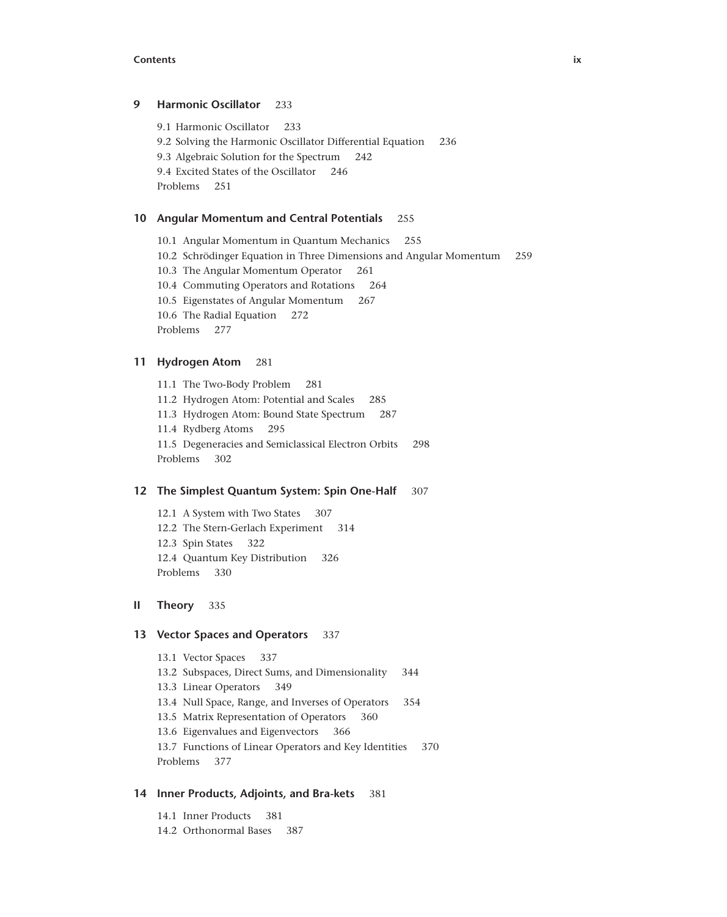## 9 Harmonic Oscillator 233

- 9.1 Harmonic Oscillator 233
- 9.2 Solving the Harmonic Oscillator Differential Equation 236
- 9.3 Algebraic Solution for the Spectrum 242
- 9.4 Excited States of the Oscillator 246
- Problems 251

## 10 Angular Momentum and Central Potentials 255

- 10.1 Angular Momentum in Quantum Mechanics 255
- 10.2 Schrödinger Equation in Three Dimensions and Angular Momentum 259
- 10.3 The Angular Momentum Operator 261
- 10.4 Commuting Operators and Rotations 264
- 10.5 Eigenstates of Angular Momentum 267
- 10.6 The Radial Equation 272
- Problems 277

## 11 Hydrogen Atom 281

- 11.1 The Two-Body Problem 281
- 11.2 Hydrogen Atom: Potential and Scales 285
- 11.3 Hydrogen Atom: Bound State Spectrum 287
- 11.4 Rydberg Atoms 295
- 11.5 Degeneracies and Semiclassical Electron Orbits 298
- Problems 302

## 12 The Simplest Quantum System: Spin One-Half 307

- 12.1 A System with Two States 307
- 12.2 The Stern-Gerlach Experiment 314
- 12.3 Spin States 322
- 12.4 Quantum Key Distribution 326
- Problems 330

# II Theory 335

## 13 Vector Spaces and Operators 337

- 13.1 Vector Spaces 337
- 13.2 Subspaces, Direct Sums, and Dimensionality 344
- 13.3 Linear Operators 349
- 13.4 Null Space, Range, and Inverses of Operators 354
- 13.5 Matrix Representation of Operators 360
- 13.6 Eigenvalues and Eigenvectors 366
- 13.7 Functions of Linear Operators and Key Identities 370
- Problems 377

## 14 Inner Products, Adjoints, and Bra-kets 381

- 14.1 Inner Products 381
- 14.2 Orthonormal Bases 387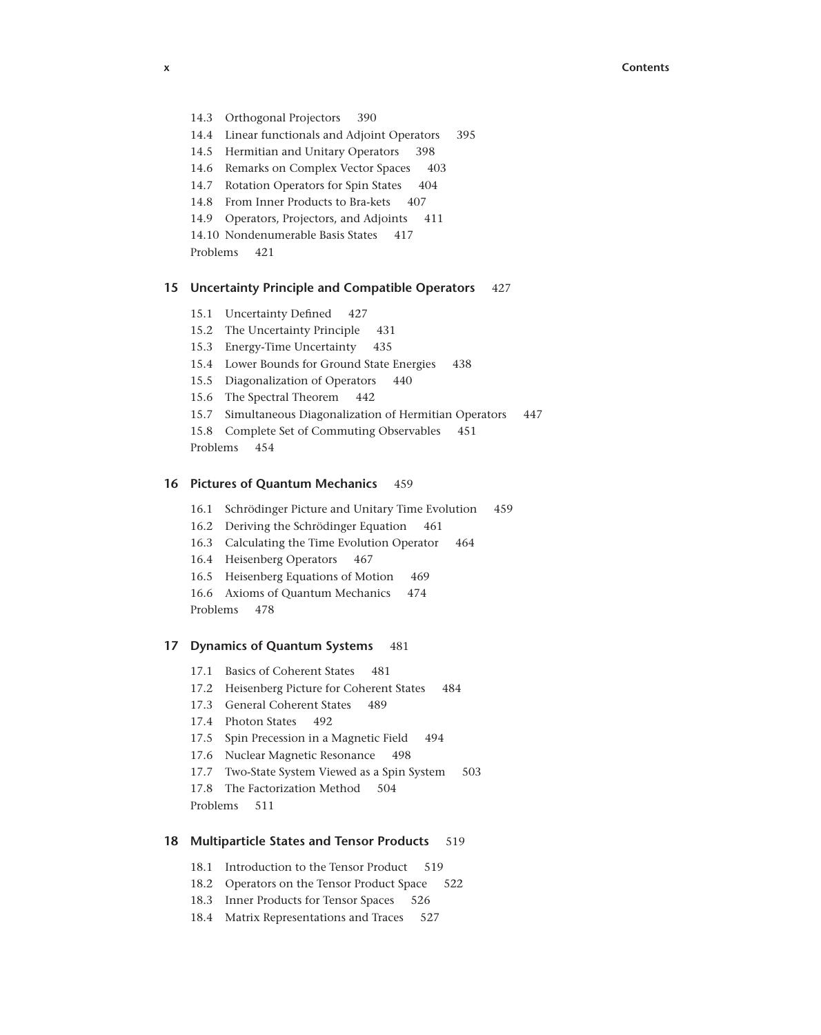14.3 Orthogonal Projectors 390
14.4 Linear functionals and Adjoint Operators 395
14.5 Hermitian and Unitary Operators 398
14.6 Remarks on Complex Vector Spaces 403
14.7 Rotation Operators for Spin States 404
14.8 From Inner Products to Bra-kets 407
14.9 Operators, Projectors, and Adjoints 411
14.10 Nondenumerable Basis States 417
Problems 421

## 15 Uncertainty Principle and Compatible Operators 427

15.1 Uncertainty Defined 427
15.2 The Uncertainty Principle 431
15.3 Energy-Time Uncertainty 435
15.4 Lower Bounds for Ground State Energies 438
15.5 Diagonalization of Operators 440
15.6 The Spectral Theorem 442
15.7 Simultaneous Diagonalization of Hermitian Operators 447
15.8 Complete Set of Commuting Observables 451
Problems 454

## 16 Pictures of Quantum Mechanics 459

16.1 Schrödinger Picture and Unitary Time Evolution 459
16.2 Deriving the Schrödinger Equation 461
16.3 Calculating the Time Evolution Operator 464
16.4 Heisenberg Operators 467
16.5 Heisenberg Equations of Motion 469
16.6 Axioms of Quantum Mechanics 474
Problems 478

## 17 Dynamics of Quantum Systems 481

17.1 Basics of Coherent States 481
17.2 Heisenberg Picture for Coherent States 484
17.3 General Coherent States 489
17.4 Photon States 492
17.5 Spin Precession in a Magnetic Field 494
17.6 Nuclear Magnetic Resonance 498
17.7 Two-State System Viewed as a Spin System 503
17.8 The Factorization Method 504
Problems 511

## 18 Multiparticle States and Tensor Products 519

18.1 Introduction to the Tensor Product 519
18.2 Operators on the Tensor Product Space 522
18.3 Inner Products for Tensor Spaces 526
18.4 Matrix Representations and Traces 527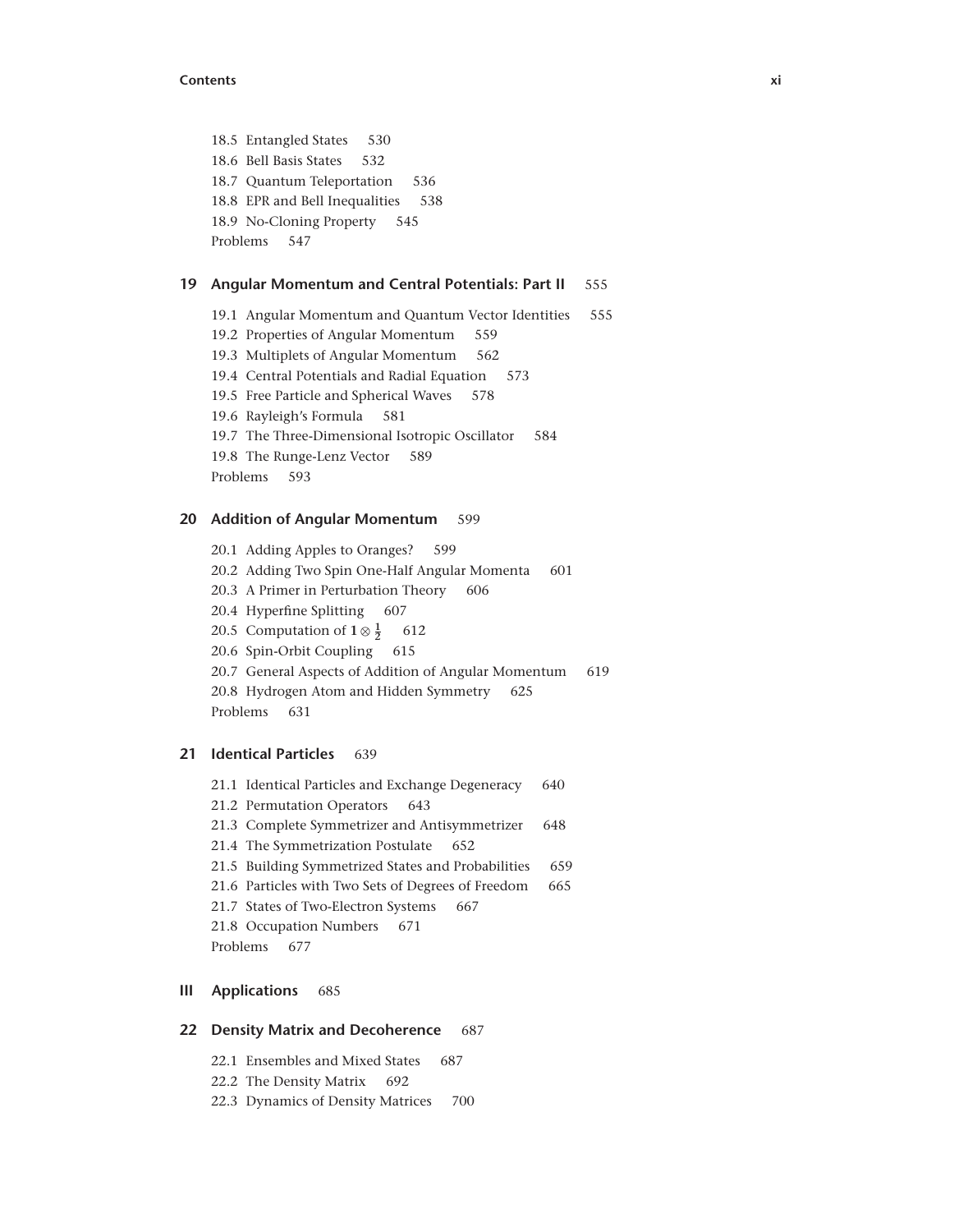18.5 Entangled States 530
18.6 Bell Basis States 532
18.7 Quantum Teleportation 536
18.8 EPR and Bell Inequalities 538
18.9 No-Cloning Property 545
Problems 547

**19 Angular Momentum and Central Potentials: Part II** 555

19.1 Angular Momentum and Quantum Vector Identities 555
19.2 Properties of Angular Momentum 559
19.3 Multiplets of Angular Momentum 562
19.4 Central Potentials and Radial Equation 573
19.5 Free Particle and Spherical Waves 578
19.6 Rayleigh's Formula 581
19.7 The Three-Dimensional Isotropic Oscillator 584
19.8 The Runge-Lenz Vector 589
Problems 593

**20 Addition of Angular Momentum** 599

20.1 Adding Apples to Oranges? 599
20.2 Adding Two Spin One-Half Angular Momenta 601
20.3 A Primer in Perturbation Theory 606
20.4 Hyperfine Splitting 607
20.5 Computation of $\mathbf{1} \otimes \frac{1}{2}$ 612
20.6 Spin-Orbit Coupling 615
20.7 General Aspects of Addition of Angular Momentum 619
20.8 Hydrogen Atom and Hidden Symmetry 625
Problems 631

**21 Identical Particles** 639

21.1 Identical Particles and Exchange Degeneracy 640
21.2 Permutation Operators 643
21.3 Complete Symmetrizer and Antisymmetrizer 648
21.4 The Symmetrization Postulate 652
21.5 Building Symmetrized States and Probabilities 659
21.6 Particles with Two Sets of Degrees of Freedom 665
21.7 States of Two-Electron Systems 667
21.8 Occupation Numbers 671
Problems 677

**III Applications** 685

**22 Density Matrix and Decoherence** 687

22.1 Ensembles and Mixed States 687
22.2 The Density Matrix 692
22.3 Dynamics of Density Matrices 700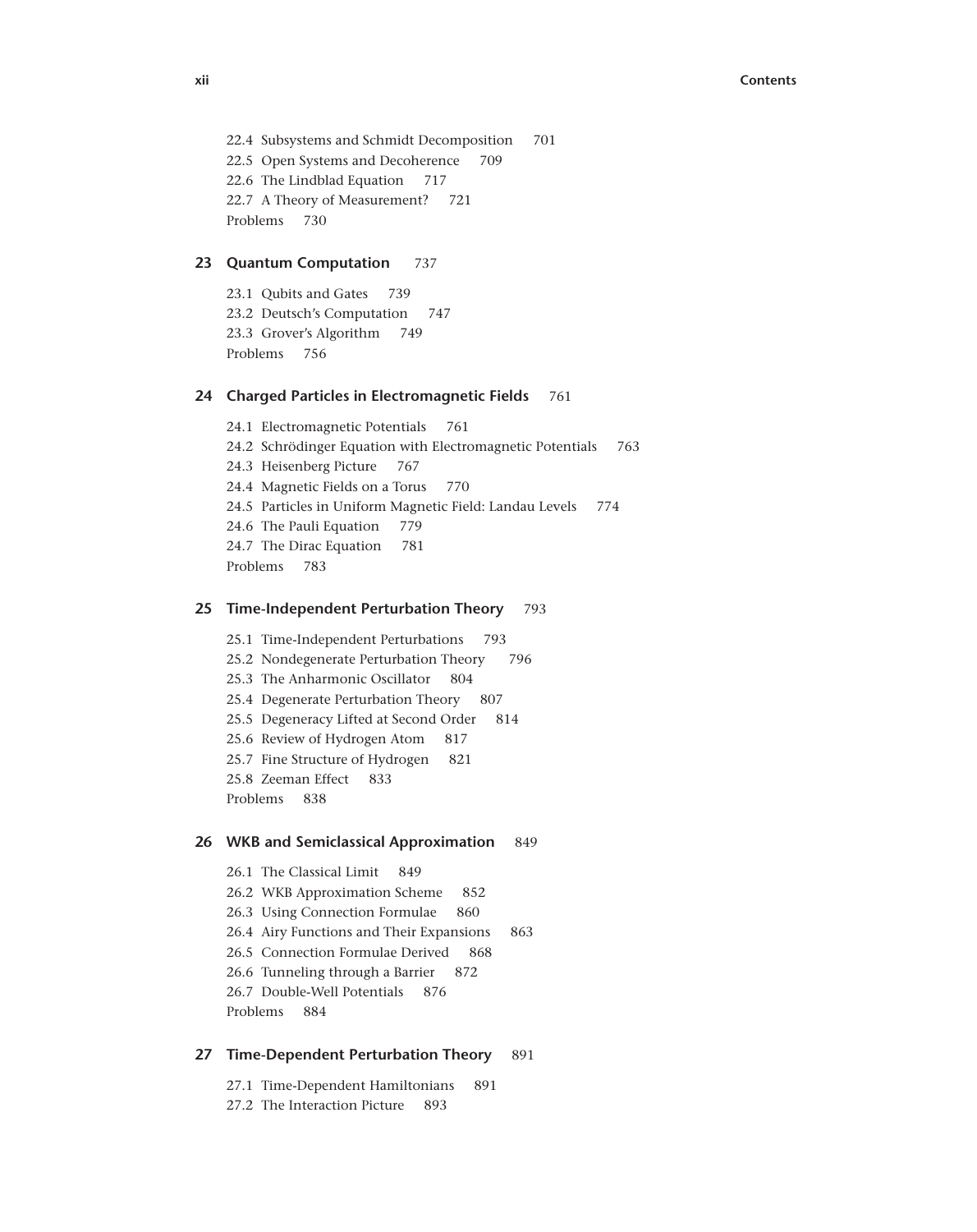22.4 Subsystems and Schmidt Decomposition 701
22.5 Open Systems and Decoherence 709
22.6 The Lindblad Equation 717
22.7 A Theory of Measurement? 721
Problems 730

## 23 Quantum Computation 737

23.1 Qubits and Gates 739
23.2 Deutsch's Computation 747
23.3 Grover's Algorithm 749
Problems 756

## 24 Charged Particles in Electromagnetic Fields 761

24.1 Electromagnetic Potentials 761
24.2 Schrödinger Equation with Electromagnetic Potentials 763
24.3 Heisenberg Picture 767
24.4 Magnetic Fields on a Torus 770
24.5 Particles in Uniform Magnetic Field: Landau Levels 774
24.6 The Pauli Equation 779
24.7 The Dirac Equation 781
Problems 783

## 25 Time-Independent Perturbation Theory 793

25.1 Time-Independent Perturbations 793
25.2 Nondegenerate Perturbation Theory 796
25.3 The Anharmonic Oscillator 804
25.4 Degenerate Perturbation Theory 807
25.5 Degeneracy Lifted at Second Order 814
25.6 Review of Hydrogen Atom 817
25.7 Fine Structure of Hydrogen 821
25.8 Zeeman Effect 833
Problems 838

## 26 WKB and Semiclassical Approximation 849

26.1 The Classical Limit 849
26.2 WKB Approximation Scheme 852
26.3 Using Connection Formulae 860
26.4 Airy Functions and Their Expansions 863
26.5 Connection Formulae Derived 868
26.6 Tunneling through a Barrier 872
26.7 Double-Well Potentials 876
Problems 884

## 27 Time-Dependent Perturbation Theory 891

27.1 Time-Dependent Hamiltonians 891
27.2 The Interaction Picture 893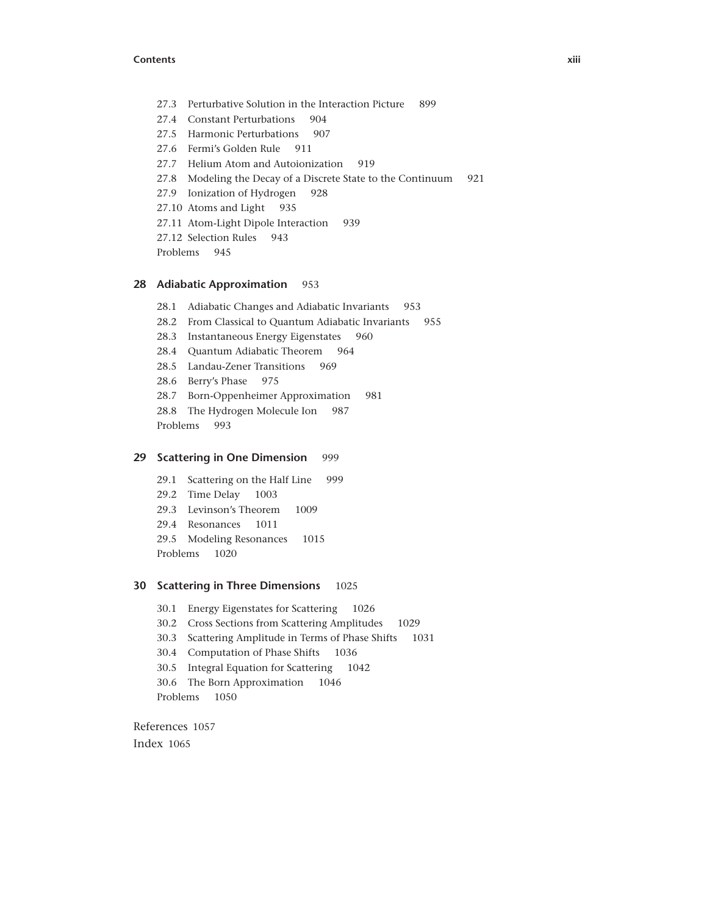27.3 Perturbative Solution in the Interaction Picture 899
27.4 Constant Perturbations 904
27.5 Harmonic Perturbations 907
27.6 Fermi's Golden Rule 911
27.7 Helium Atom and Autoionization 919
27.8 Modeling the Decay of a Discrete State to the Continuum 921
27.9 Ionization of Hydrogen 928
27.10 Atoms and Light 935
27.11 Atom-Light Dipole Interaction 939
27.12 Selection Rules 943
Problems 945

## 28 Adiabatic Approximation 953

28.1 Adiabatic Changes and Adiabatic Invariants 953
28.2 From Classical to Quantum Adiabatic Invariants 955
28.3 Instantaneous Energy Eigenstates 960
28.4 Quantum Adiabatic Theorem 964
28.5 Landau-Zener Transitions 969
28.6 Berry's Phase 975
28.7 Born-Oppenheimer Approximation 981
28.8 The Hydrogen Molecule Ion 987
Problems 993

## 29 Scattering in One Dimension 999

29.1 Scattering on the Half Line 999
29.2 Time Delay 1003
29.3 Levinson's Theorem 1009
29.4 Resonances 1011
29.5 Modeling Resonances 1015
Problems 1020

## 30 Scattering in Three Dimensions 1025

30.1 Energy Eigenstates for Scattering 1026
30.2 Cross Sections from Scattering Amplitudes 1029
30.3 Scattering Amplitude in Terms of Phase Shifts 1031
30.4 Computation of Phase Shifts 1036
30.5 Integral Equation for Scattering 1042
30.6 The Born Approximation 1046
Problems 1050

References 1057
Index 1065